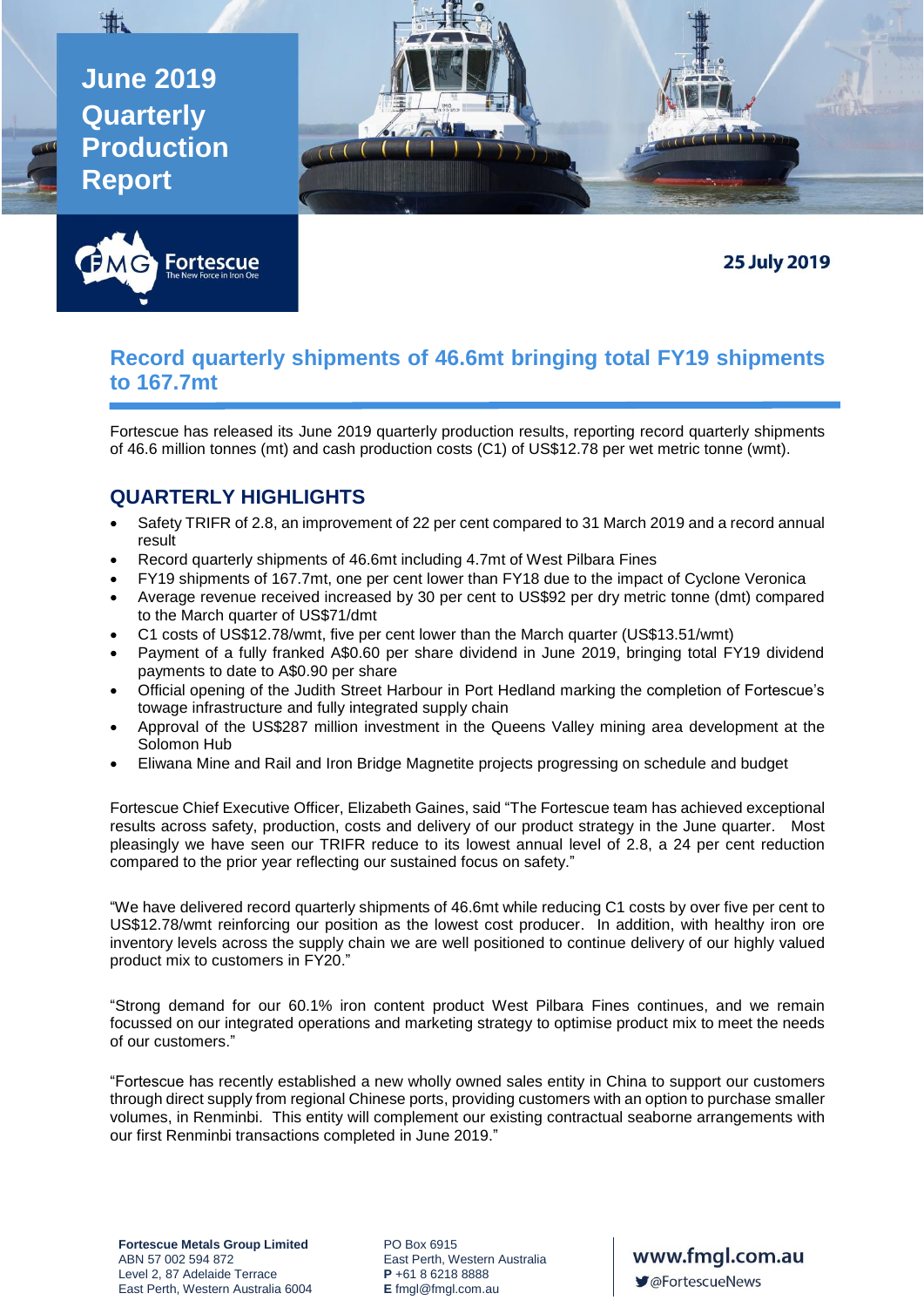# June 2019 Quarterly Production Report

Fortescue
The New Force in Iron Ore

25 July 2019

## Record quarterly shipments of 46.6mt bringing total FY19 shipments to 167.7mt

Fortescue has released its June 2019 quarterly production results, reporting record quarterly shipments of 46.6 million tonnes (mt) and cash production costs (C1) of US$12.78 per wet metric tonne (wmt).

## QUARTERLY HIGHLIGHTS

- Safety TRIFR of 2.8, an improvement of 22 per cent compared to 31 March 2019 and a record annual result
- Record quarterly shipments of 46.6mt including 4.7mt of West Pilbara Fines
- FY19 shipments of 167.7mt, one per cent lower than FY18 due to the impact of Cyclone Veronica
- Average revenue received increased by 30 per cent to US$92 per dry metric tonne (dmt) compared to the March quarter of US$71/dmt
- C1 costs of US$12.78/wmt, five per cent lower than the March quarter (US$13.51/wmt)
- Payment of a fully franked A$0.60 per share dividend in June 2019, bringing total FY19 dividend payments to date to A$0.90 per share
- Official opening of the Judith Street Harbour in Port Hedland marking the completion of Fortescue's towage infrastructure and fully integrated supply chain
- Approval of the US$287 million investment in the Queens Valley mining area development at the Solomon Hub
- Eliwana Mine and Rail and Iron Bridge Magnetite projects progressing on schedule and budget

Fortescue Chief Executive Officer, Elizabeth Gaines, said "The Fortescue team has achieved exceptional results across safety, production, costs and delivery of our product strategy in the June quarter. Most pleasingly we have seen our TRIFR reduce to its lowest annual level of 2.8, a 24 per cent reduction compared to the prior year reflecting our sustained focus on safety."

"We have delivered record quarterly shipments of 46.6mt while reducing C1 costs by over five per cent to US$12.78/wmt reinforcing our position as the lowest cost producer. In addition, with healthy iron ore inventory levels across the supply chain we are well positioned to continue delivery of our highly valued product mix to customers in FY20."

"Strong demand for our 60.1% iron content product West Pilbara Fines continues, and we remain focussed on our integrated operations and marketing strategy to optimise product mix to meet the needs of our customers."

"Fortescue has recently established a new wholly owned sales entity in China to support our customers through direct supply from regional Chinese ports, providing customers with an option to purchase smaller volumes, in Renminbi. This entity will complement our existing contractual seaborne arrangements with our first Renminbi transactions completed in June 2019."

**Fortescue Metals Group Limited**
ABN 57 002 594 872
Level 2, 87 Adelaide Terrace
East Perth, Western Australia 6004

PO Box 6915
East Perth, Western Australia
**P** +61 8 6218 8888
**E** fmgl@fmgl.com.au

www.fmgl.com.au
@FortescueNews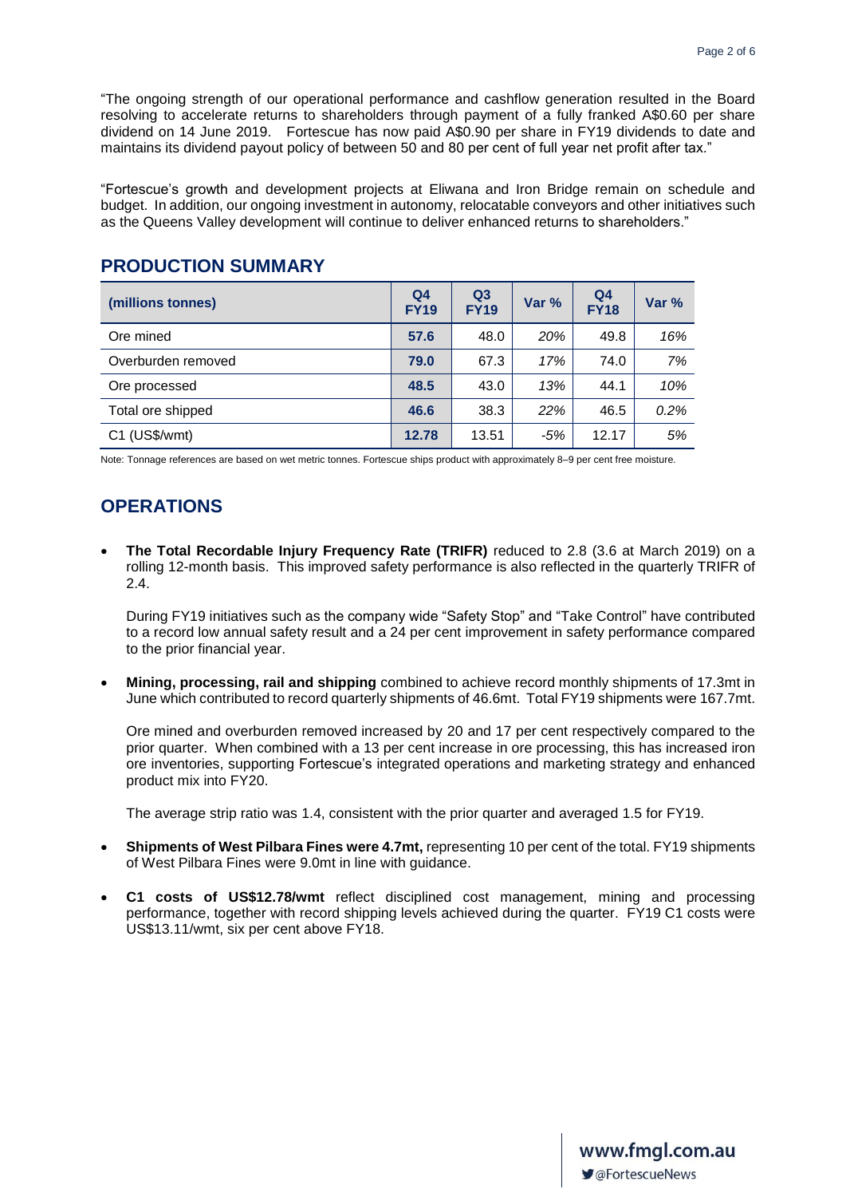"The ongoing strength of our operational performance and cashflow generation resulted in the Board resolving to accelerate returns to shareholders through payment of a fully franked A$0.60 per share dividend on 14 June 2019. Fortescue has now paid A$0.90 per share in FY19 dividends to date and maintains its dividend payout policy of between 50 and 80 per cent of full year net profit after tax."

"Fortescue's growth and development projects at Eliwana and Iron Bridge remain on schedule and budget. In addition, our ongoing investment in autonomy, relocatable conveyors and other initiatives such as the Queens Valley development will continue to deliver enhanced returns to shareholders."

## PRODUCTION SUMMARY

| (millions tonnes) | Q4 FY19 | Q3 FY19 | Var % | Q4 FY18 | Var % |
|---|---|---|---|---|---|
| Ore mined | **57.6** | 48.0 | *20%* | 49.8 | *16%* |
| Overburden removed | **79.0** | 67.3 | *17%* | 74.0 | *7%* |
| Ore processed | **48.5** | 43.0 | *13%* | 44.1 | *10%* |
| Total ore shipped | **46.6** | 38.3 | *22%* | 46.5 | *0.2%* |
| C1 (US$/wmt) | **12.78** | 13.51 | *-5%* | 12.17 | *5%* |

Note: Tonnage references are based on wet metric tonnes. Fortescue ships product with approximately 8–9 per cent free moisture.

## OPERATIONS

- **The Total Recordable Injury Frequency Rate (TRIFR)** reduced to 2.8 (3.6 at March 2019) on a rolling 12-month basis. This improved safety performance is also reflected in the quarterly TRIFR of 2.4.

  During FY19 initiatives such as the company wide "Safety Stop" and "Take Control" have contributed to a record low annual safety result and a 24 per cent improvement in safety performance compared to the prior financial year.

- **Mining, processing, rail and shipping** combined to achieve record monthly shipments of 17.3mt in June which contributed to record quarterly shipments of 46.6mt. Total FY19 shipments were 167.7mt.

  Ore mined and overburden removed increased by 20 and 17 per cent respectively compared to the prior quarter. When combined with a 13 per cent increase in ore processing, this has increased iron ore inventories, supporting Fortescue's integrated operations and marketing strategy and enhanced product mix into FY20.

  The average strip ratio was 1.4, consistent with the prior quarter and averaged 1.5 for FY19.

- **Shipments of West Pilbara Fines were 4.7mt,** representing 10 per cent of the total. FY19 shipments of West Pilbara Fines were 9.0mt in line with guidance.

- **C1 costs of US$12.78/wmt** reflect disciplined cost management, mining and processing performance, together with record shipping levels achieved during the quarter. FY19 C1 costs were US$13.11/wmt, six per cent above FY18.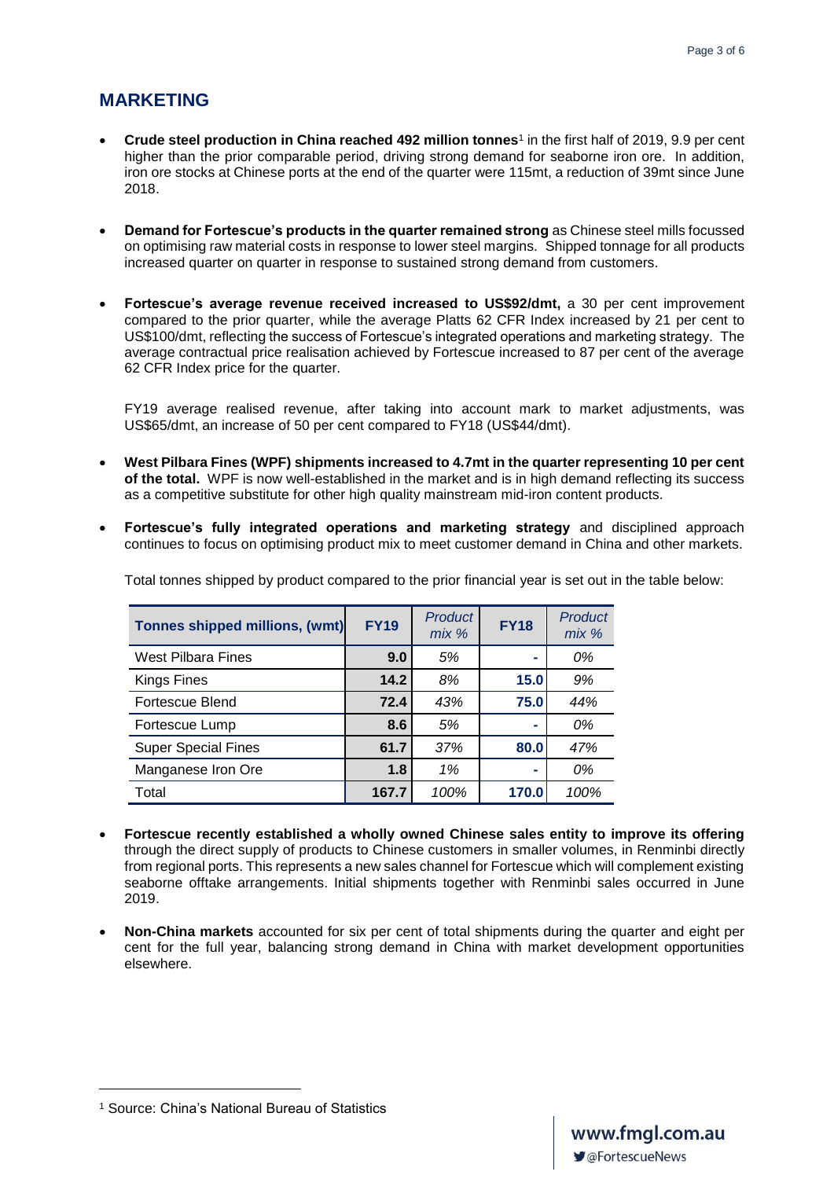## MARKETING

- **Crude steel production in China reached 492 million tonnes**[1] in the first half of 2019, 9.9 per cent higher than the prior comparable period, driving strong demand for seaborne iron ore. In addition, iron ore stocks at Chinese ports at the end of the quarter were 115mt, a reduction of 39mt since June 2018.

- **Demand for Fortescue's products in the quarter remained strong** as Chinese steel mills focussed on optimising raw material costs in response to lower steel margins. Shipped tonnage for all products increased quarter on quarter in response to sustained strong demand from customers.

- **Fortescue's average revenue received increased to US$92/dmt,** a 30 per cent improvement compared to the prior quarter, while the average Platts 62 CFR Index increased by 21 per cent to US$100/dmt, reflecting the success of Fortescue's integrated operations and marketing strategy. The average contractual price realisation achieved by Fortescue increased to 87 per cent of the average 62 CFR Index price for the quarter.

  FY19 average realised revenue, after taking into account mark to market adjustments, was US$65/dmt, an increase of 50 per cent compared to FY18 (US$44/dmt).

- **West Pilbara Fines (WPF) shipments increased to 4.7mt in the quarter representing 10 per cent of the total.** WPF is now well-established in the market and is in high demand reflecting its success as a competitive substitute for other high quality mainstream mid-iron content products.

- **Fortescue's fully integrated operations and marketing strategy** and disciplined approach continues to focus on optimising product mix to meet customer demand in China and other markets.

  Total tonnes shipped by product compared to the prior financial year is set out in the table below:

| Tonnes shipped millions, (wmt) | FY19 | *Product mix %* | FY18 | *Product mix %* |
|---|---|---|---|---|
| West Pilbara Fines | **9.0** | *5%* | - | *0%* |
| Kings Fines | **14.2** | *8%* | **15.0** | *9%* |
| Fortescue Blend | **72.4** | *43%* | **75.0** | *44%* |
| Fortescue Lump | **8.6** | *5%* | - | *0%* |
| Super Special Fines | **61.7** | *37%* | **80.0** | *47%* |
| Manganese Iron Ore | **1.8** | *1%* | - | *0%* |
| Total | **167.7** | *100%* | **170.0** | *100%* |

- **Fortescue recently established a wholly owned Chinese sales entity to improve its offering** through the direct supply of products to Chinese customers in smaller volumes, in Renminbi directly from regional ports. This represents a new sales channel for Fortescue which will complement existing seaborne offtake arrangements. Initial shipments together with Renminbi sales occurred in June 2019.

- **Non-China markets** accounted for six per cent of total shipments during the quarter and eight per cent for the full year, balancing strong demand in China with market development opportunities elsewhere.

[1] Source: China's National Bureau of Statistics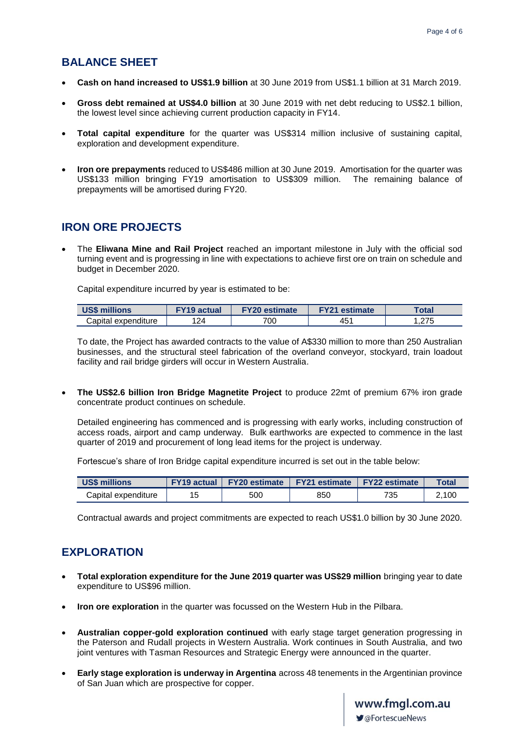## BALANCE SHEET

- **Cash on hand increased to US$1.9 billion** at 30 June 2019 from US$1.1 billion at 31 March 2019.
- **Gross debt remained at US$4.0 billion** at 30 June 2019 with net debt reducing to US$2.1 billion, the lowest level since achieving current production capacity in FY14.
- **Total capital expenditure** for the quarter was US$314 million inclusive of sustaining capital, exploration and development expenditure.
- **Iron ore prepayments** reduced to US$486 million at 30 June 2019. Amortisation for the quarter was US$133 million bringing FY19 amortisation to US$309 million. The remaining balance of prepayments will be amortised during FY20.

## IRON ORE PROJECTS

- The **Eliwana Mine and Rail Project** reached an important milestone in July with the official sod turning event and is progressing in line with expectations to achieve first ore on train on schedule and budget in December 2020.

  Capital expenditure incurred by year is estimated to be:

  | US$ millions | FY19 actual | FY20 estimate | FY21 estimate | Total |
  |---|---|---|---|---|
  | Capital expenditure | 124 | 700 | 451 | 1,275 |

  To date, the Project has awarded contracts to the value of A$330 million to more than 250 Australian businesses, and the structural steel fabrication of the overland conveyor, stockyard, train loadout facility and rail bridge girders will occur in Western Australia.

- **The US$2.6 billion Iron Bridge Magnetite Project** to produce 22mt of premium 67% iron grade concentrate product continues on schedule.

  Detailed engineering has commenced and is progressing with early works, including construction of access roads, airport and camp underway. Bulk earthworks are expected to commence in the last quarter of 2019 and procurement of long lead items for the project is underway.

  Fortescue's share of Iron Bridge capital expenditure incurred is set out in the table below:

  | US$ millions | FY19 actual | FY20 estimate | FY21 estimate | FY22 estimate | Total |
  |---|---|---|---|---|---|
  | Capital expenditure | 15 | 500 | 850 | 735 | 2,100 |

  Contractual awards and project commitments are expected to reach US$1.0 billion by 30 June 2020.

## EXPLORATION

- **Total exploration expenditure for the June 2019 quarter was US$29 million** bringing year to date expenditure to US$96 million.
- **Iron ore exploration** in the quarter was focussed on the Western Hub in the Pilbara.
- **Australian copper-gold exploration continued** with early stage target generation progressing in the Paterson and Rudall projects in Western Australia. Work continues in South Australia, and two joint ventures with Tasman Resources and Strategic Energy were announced in the quarter.
- **Early stage exploration is underway in Argentina** across 48 tenements in the Argentinian province of San Juan which are prospective for copper.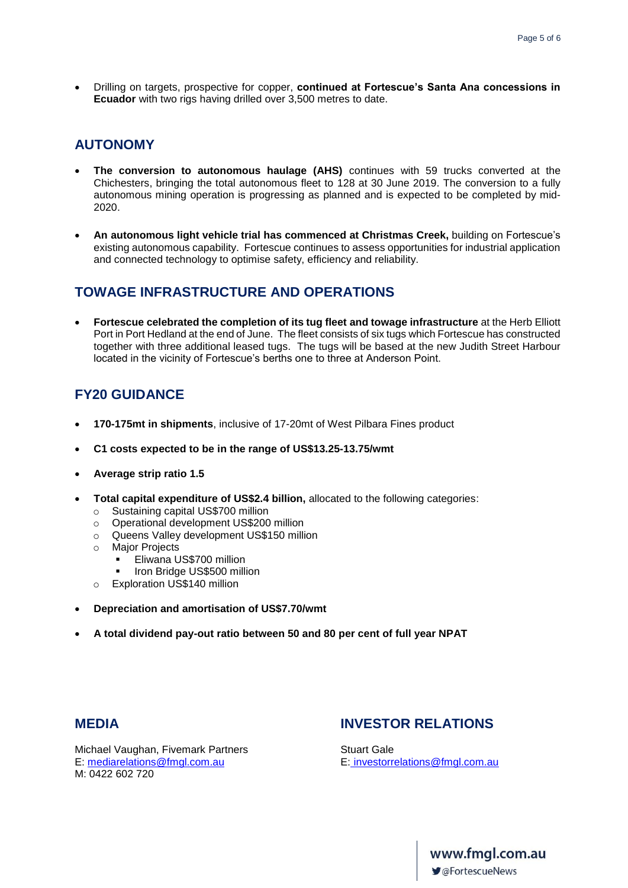- Drilling on targets, prospective for copper, **continued at Fortescue's Santa Ana concessions in Ecuador** with two rigs having drilled over 3,500 metres to date.

## AUTONOMY

- **The conversion to autonomous haulage (AHS)** continues with 59 trucks converted at the Chichesters, bringing the total autonomous fleet to 128 at 30 June 2019. The conversion to a fully autonomous mining operation is progressing as planned and is expected to be completed by mid-2020.

- **An autonomous light vehicle trial has commenced at Christmas Creek,** building on Fortescue's existing autonomous capability. Fortescue continues to assess opportunities for industrial application and connected technology to optimise safety, efficiency and reliability.

## TOWAGE INFRASTRUCTURE AND OPERATIONS

- **Fortescue celebrated the completion of its tug fleet and towage infrastructure** at the Herb Elliott Port in Port Hedland at the end of June. The fleet consists of six tugs which Fortescue has constructed together with three additional leased tugs. The tugs will be based at the new Judith Street Harbour located in the vicinity of Fortescue's berths one to three at Anderson Point.

## FY20 GUIDANCE

- **170-175mt in shipments**, inclusive of 17-20mt of West Pilbara Fines product

- **C1 costs expected to be in the range of US$13.25-13.75/wmt**

- **Average strip ratio 1.5**

- **Total capital expenditure of US$2.4 billion,** allocated to the following categories:
  - Sustaining capital US$700 million
  - Operational development US$200 million
  - Queens Valley development US$150 million
  - Major Projects
    - Eliwana US$700 million
    - Iron Bridge US$500 million
  - Exploration US$140 million

- **Depreciation and amortisation of US$7.70/wmt**

- **A total dividend pay-out ratio between 50 and 80 per cent of full year NPAT**

## MEDIA

Michael Vaughan, Fivemark Partners
E: mediarelations@fmgl.com.au
M: 0422 602 720

## INVESTOR RELATIONS

Stuart Gale
E: investorrelations@fmgl.com.au

www.fmgl.com.au
@FortescueNews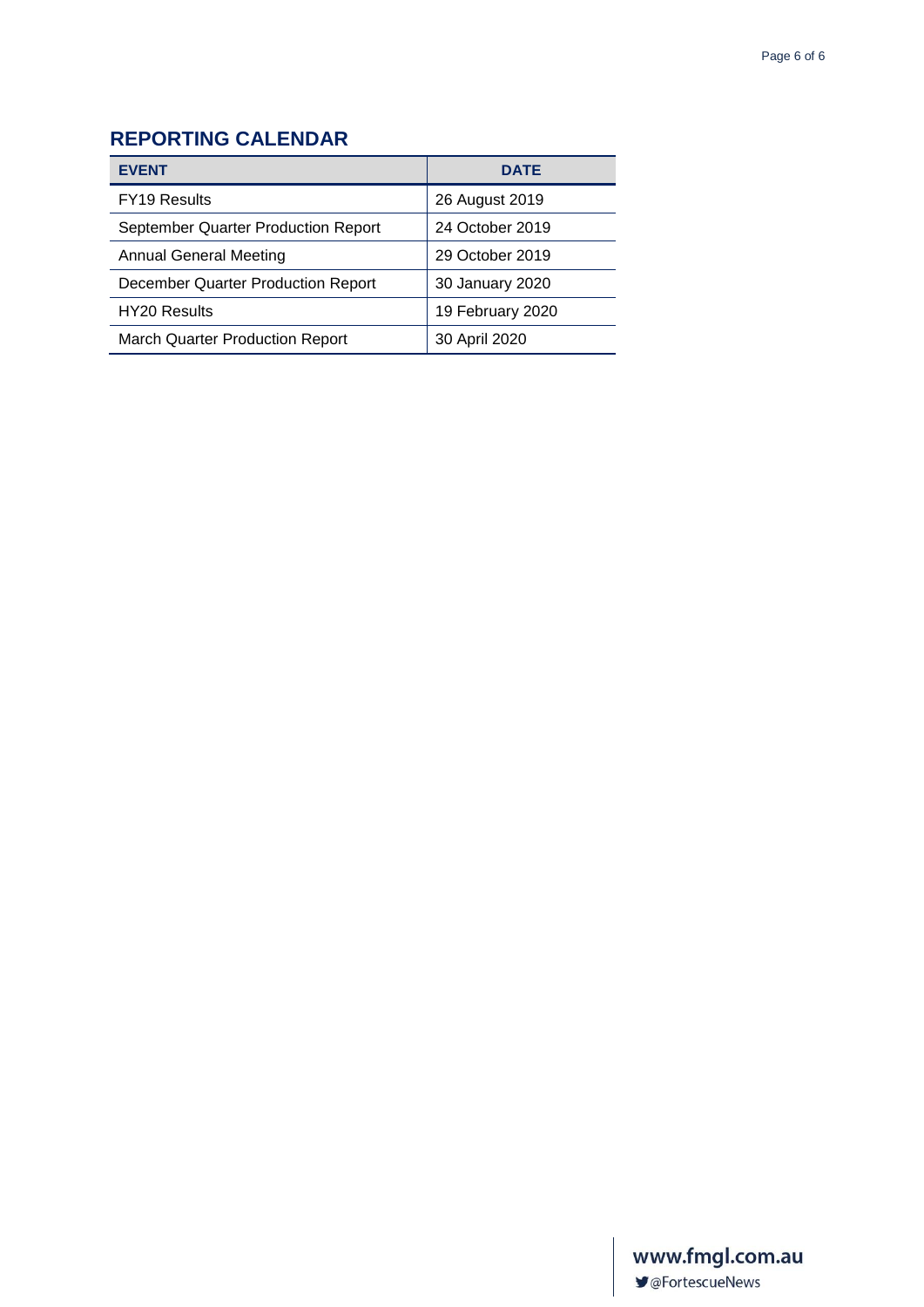## REPORTING CALENDAR

| EVENT | DATE |
|---|---|
| FY19 Results | 26 August 2019 |
| September Quarter Production Report | 24 October 2019 |
| Annual General Meeting | 29 October 2019 |
| December Quarter Production Report | 30 January 2020 |
| HY20 Results | 19 February 2020 |
| March Quarter Production Report | 30 April 2020 |